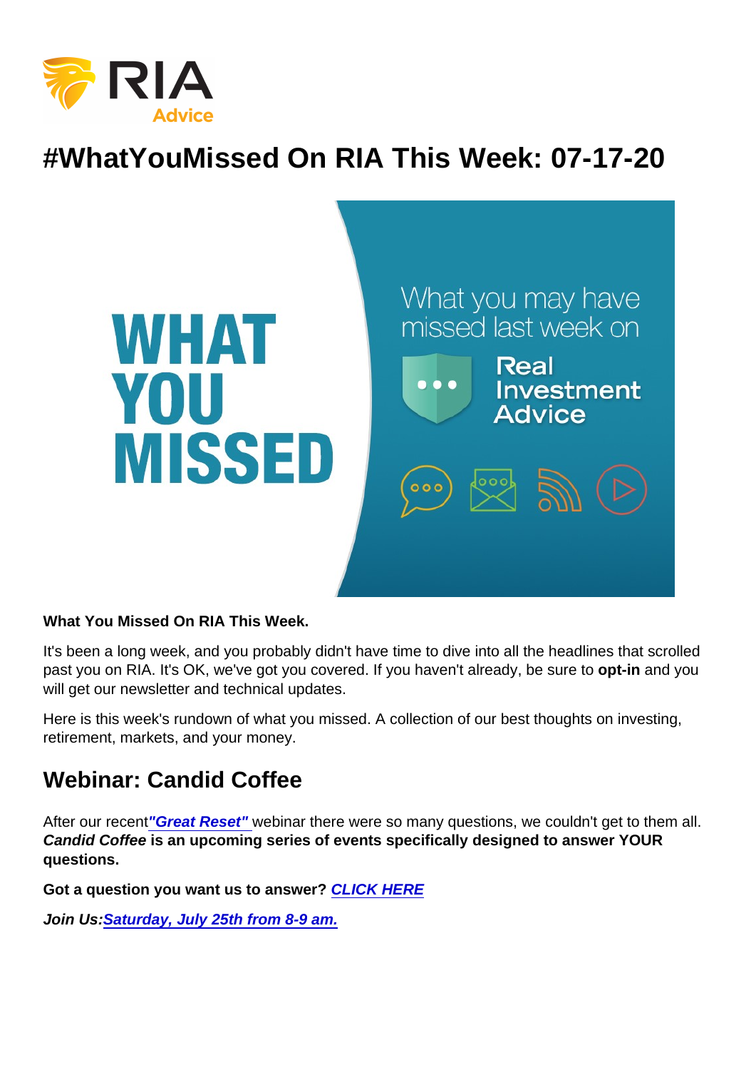# #WhatYouMissed On RIA This Week: 07-17-20

**What You Missed On RIA This Week.**

It's been a long week, and you probably didn't have time to dive into all the headlines that scrolled past you on RIA. It's OK, we've got you covered. If you haven't already, be sure to **opt-in** and you will get our newsletter and technical updates.

Here is this week's rundown of what you missed. A collection of our best thoughts on investing, retirement, markets, and your money.

## Webinar: Candid Coffee

After our recent ***"Great Reset"*** webinar there were so many questions, we couldn't get to them all. ***Candid Coffee*** **is an upcoming series of events specifically designed to answer YOUR questions.**

**Got a question you want us to answer?** ***CLICK HERE***

***Join Us:Saturday, July 25th from 8-9 am.***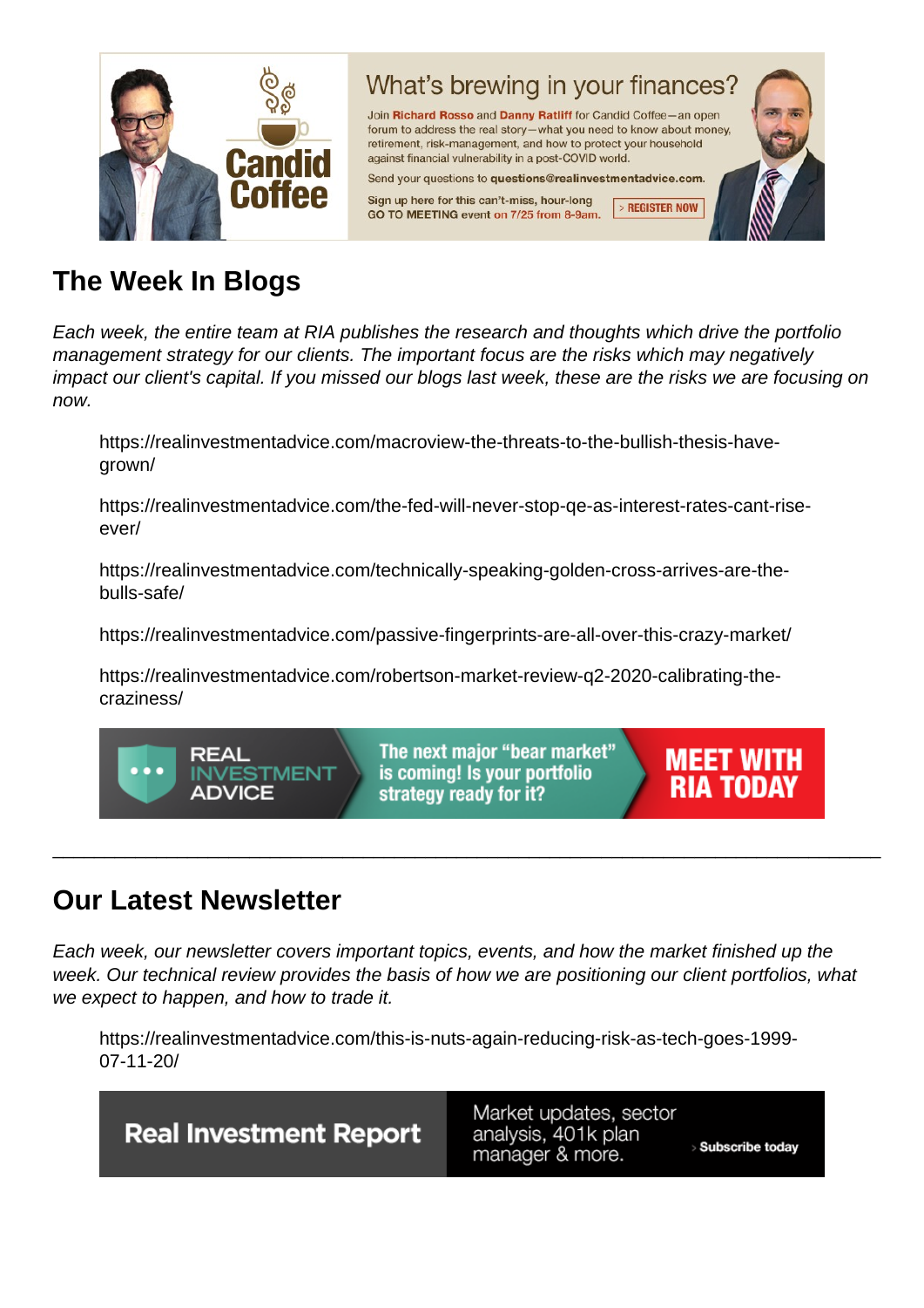## The Week In Blogs

*Each week, the entire team at RIA publishes the research and thoughts which drive the portfolio management strategy for our clients. The important focus are the risks which may negatively impact our client's capital. If you missed our blogs last week, these are the risks we are focusing on now.*

https://realinvestmentadvice.com/macroview-the-threats-to-the-bullish-thesis-have-grown/

https://realinvestmentadvice.com/the-fed-will-never-stop-qe-as-interest-rates-cant-rise-ever/

https://realinvestmentadvice.com/technically-speaking-golden-cross-arrives-are-the-bulls-safe/

https://realinvestmentadvice.com/passive-fingerprints-are-all-over-this-crazy-market/

https://realinvestmentadvice.com/robertson-market-review-q2-2020-calibrating-the-craziness/

---

## Our Latest Newsletter

*Each week, our newsletter covers important topics, events, and how the market finished up the week. Our technical review provides the basis of how we are positioning our client portfolios, what we expect to happen, and how to trade it.*

https://realinvestmentadvice.com/this-is-nuts-again-reducing-risk-as-tech-goes-1999-07-11-20/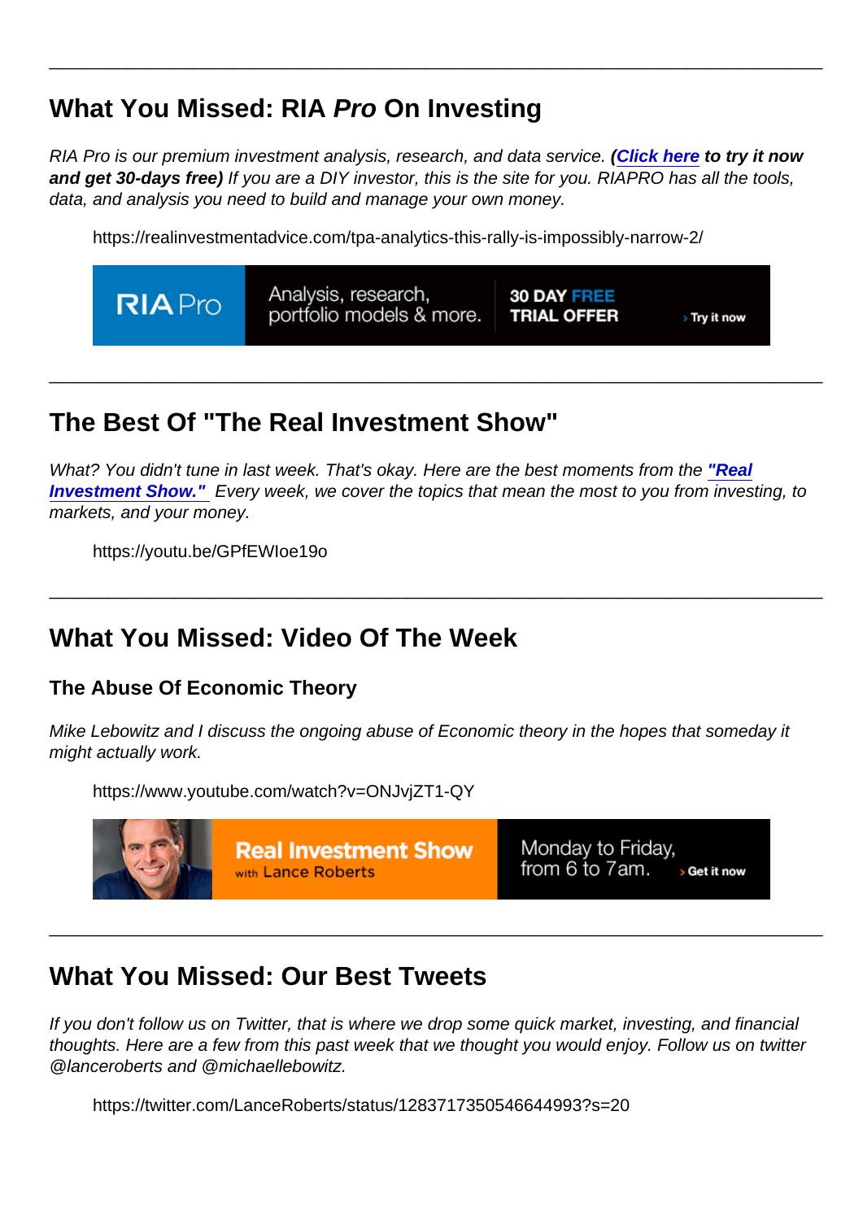---

## What You Missed: RIA *Pro* On Investing

*RIA Pro is our premium investment analysis, research, and data service.* ***(Click here to try it now and get 30-days free)*** *If you are a DIY investor, this is the site for you. RIAPRO has all the tools, data, and analysis you need to build and manage your own money.*

https://realinvestmentadvice.com/tpa-analytics-this-rally-is-impossibly-narrow-2/

---

## The Best Of "The Real Investment Show"

*What? You didn't tune in last week. That's okay. Here are the best moments from the* ***"Real Investment Show."*** *Every week, we cover the topics that mean the most to you from investing, to markets, and your money.*

https://youtu.be/GPfEWIoe19o

---

## What You Missed: Video Of The Week

### The Abuse Of Economic Theory

*Mike Lebowitz and I discuss the ongoing abuse of Economic theory in the hopes that someday it might actually work.*

https://www.youtube.com/watch?v=ONJvjZT1-QY

---

## What You Missed: Our Best Tweets

*If you don't follow us on Twitter, that is where we drop some quick market, investing, and financial thoughts. Here are a few from this past week that we thought you would enjoy. Follow us on twitter @lanceroberts and @michaellebowitz.*

https://twitter.com/LanceRoberts/status/1283717350546644993?s=20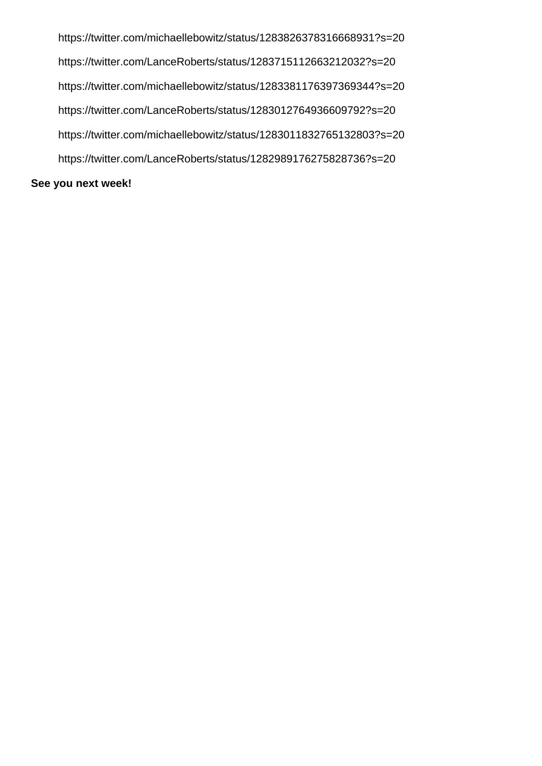https://twitter.com/michaellebowitz/status/1283826378316668931?s=20

https://twitter.com/LanceRoberts/status/1283715112663212032?s=20

https://twitter.com/michaellebowitz/status/1283381176397369344?s=20

https://twitter.com/LanceRoberts/status/1283012764936609792?s=20

https://twitter.com/michaellebowitz/status/1283011832765132803?s=20

https://twitter.com/LanceRoberts/status/1282989176275828736?s=20

**See you next week!**